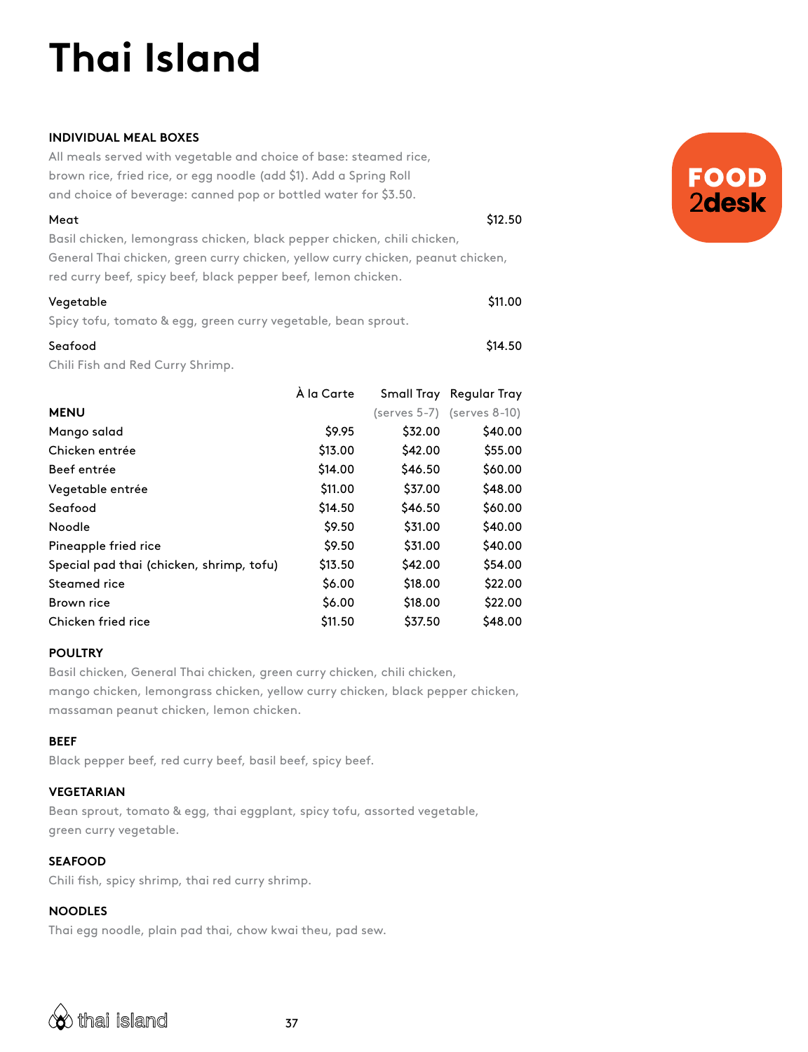# Thai Island

FOOD 2desk

## INDIVIDUAL MEAL BOXES

All meals served with vegetable and choice of base: steamed rice, brown rice, fried rice, or egg noodle (add $1). Add a Spring Roll and choice of beverage: canned pop or bottled water for $3.50.

**Meat** — $12.50

Basil chicken, lemongrass chicken, black pepper chicken, chili chicken, General Thai chicken, green curry chicken, yellow curry chicken, peanut chicken, red curry beef, spicy beef, black pepper beef, lemon chicken.

**Vegetable** — $11.00

Spicy tofu, tomato & egg, green curry vegetable, bean sprout.

**Seafood** — $14.50

Chili Fish and Red Curry Shrimp.

| MENU | À la Carte | Small Tray (serves 5-7) | Regular Tray (serves 8-10) |
|---|---|---|---|
| Mango salad | $9.95 | $32.00 | $40.00 |
| Chicken entrée | $13.00 | $42.00 | $55.00 |
| Beef entrée | $14.00 | $46.50 | $60.00 |
| Vegetable entrée | $11.00 | $37.00 | $48.00 |
| Seafood | $14.50 | $46.50 | $60.00 |
| Noodle | $9.50 | $31.00 | $40.00 |
| Pineapple fried rice | $9.50 | $31.00 | $40.00 |
| Special pad thai (chicken, shrimp, tofu) | $13.50 | $42.00 | $54.00 |
| Steamed rice | $6.00 | $18.00 | $22.00 |
| Brown rice | $6.00 | $18.00 | $22.00 |
| Chicken fried rice | $11.50 | $37.50 | $48.00 |

## POULTRY

Basil chicken, General Thai chicken, green curry chicken, chili chicken, mango chicken, lemongrass chicken, yellow curry chicken, black pepper chicken, massaman peanut chicken, lemon chicken.

## BEEF

Black pepper beef, red curry beef, basil beef, spicy beef.

## VEGETARIAN

Bean sprout, tomato & egg, thai eggplant, spicy tofu, assorted vegetable, green curry vegetable.

## SEAFOOD

Chili fish, spicy shrimp, thai red curry shrimp.

## NOODLES

Thai egg noodle, plain pad thai, chow kwai theu, pad sew.

thai island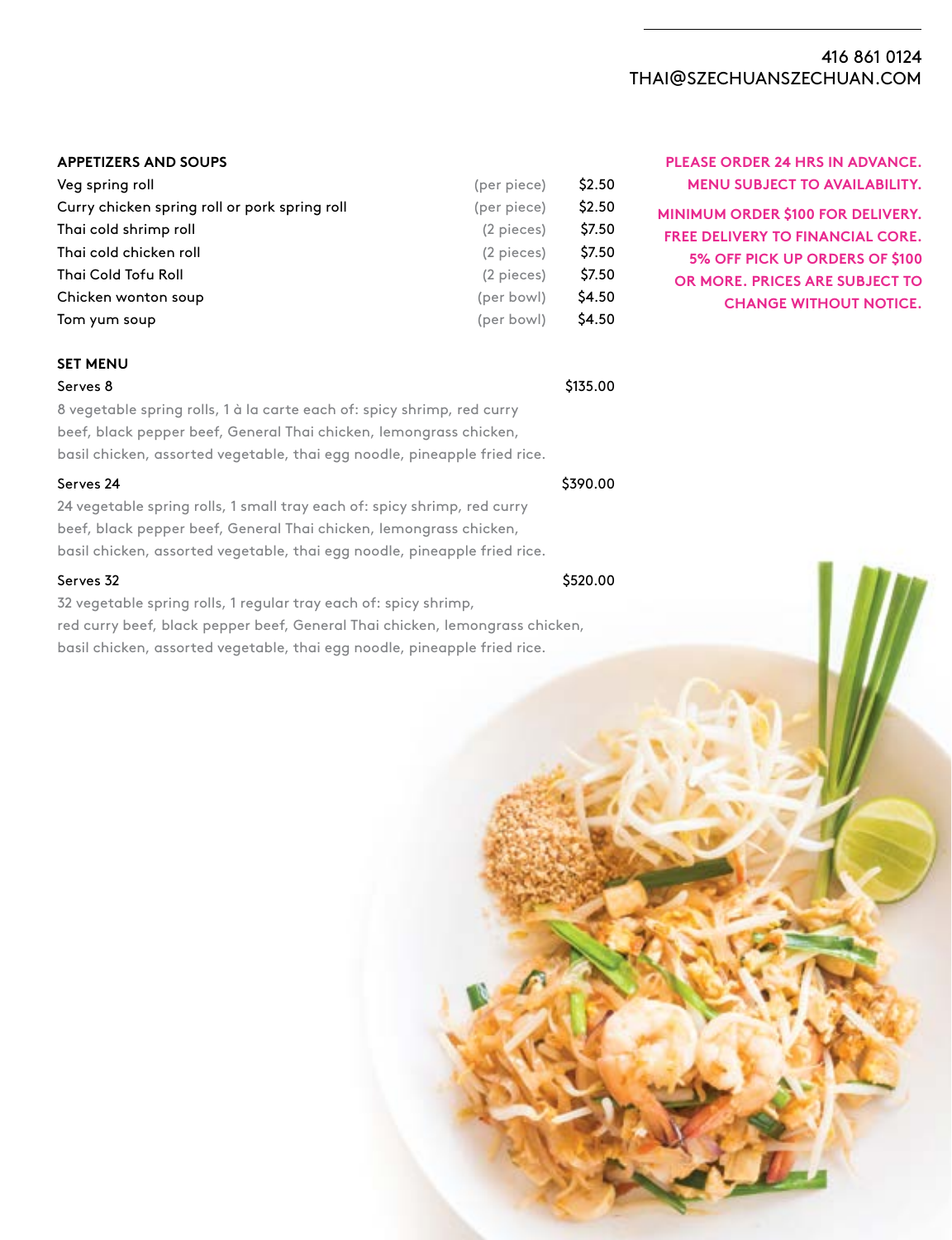416 861 0124
THAI@SZECHUANSZECHUAN.COM

**PLEASE ORDER 24 HRS IN ADVANCE. MENU SUBJECT TO AVAILABILITY.**

**MINIMUM ORDER $100 FOR DELIVERY. FREE DELIVERY TO FINANCIAL CORE. 5% OFF PICK UP ORDERS OF $100 OR MORE. PRICES ARE SUBJECT TO CHANGE WITHOUT NOTICE.**

## APPETIZERS AND SOUPS

| | | |
|---|---|---|
| Veg spring roll | (per piece) | $2.50 |
| Curry chicken spring roll or pork spring roll | (per piece) | $2.50 |
| Thai cold shrimp roll | (2 pieces) | $7.50 |
| Thai cold chicken roll | (2 pieces) | $7.50 |
| Thai Cold Tofu Roll | (2 pieces) | $7.50 |
| Chicken wonton soup | (per bowl) | $4.50 |
| Tom yum soup | (per bowl) | $4.50 |

## SET MENU

**Serves 8** — $135.00

8 vegetable spring rolls, 1 à la carte each of: spicy shrimp, red curry beef, black pepper beef, General Thai chicken, lemongrass chicken, basil chicken, assorted vegetable, thai egg noodle, pineapple fried rice.

**Serves 24** — $390.00

24 vegetable spring rolls, 1 small tray each of: spicy shrimp, red curry beef, black pepper beef, General Thai chicken, lemongrass chicken, basil chicken, assorted vegetable, thai egg noodle, pineapple fried rice.

**Serves 32** — $520.00

32 vegetable spring rolls, 1 regular tray each of: spicy shrimp, red curry beef, black pepper beef, General Thai chicken, lemongrass chicken, basil chicken, assorted vegetable, thai egg noodle, pineapple fried rice.